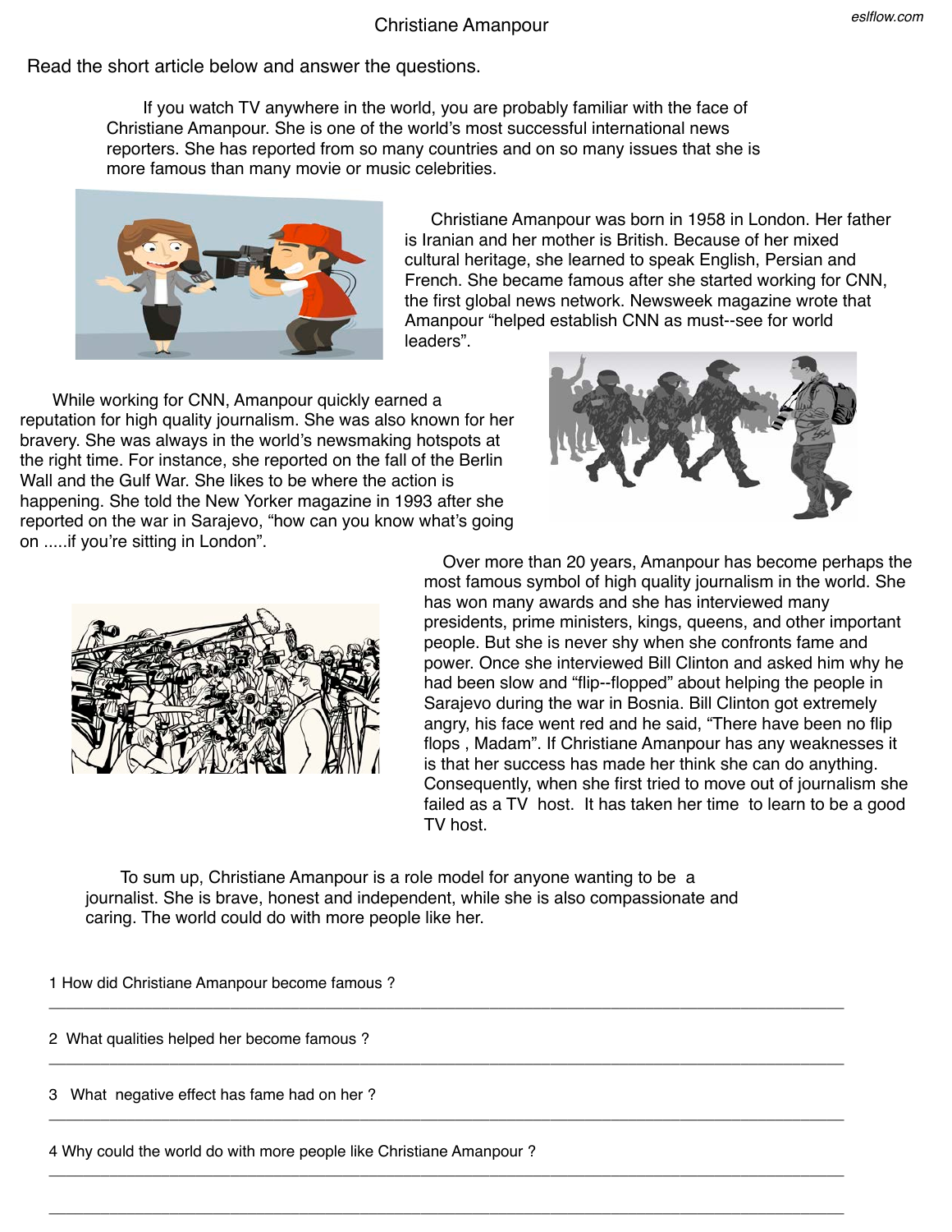# Christiane Amanpour

Read the short article below and answer the questions.

If you watch TV anywhere in the world, you are probably familiar with the face of Christiane Amanpour. She is one of the world's most successful international news reporters. She has reported from so many countries and on so many issues that she is more famous than many movie or music celebrities.

Christiane Amanpour was born in 1958 in London. Her father is Iranian and her mother is British. Because of her mixed cultural heritage, she learned to speak English, Persian and French. She became famous after she started working for CNN, the first global news network. Newsweek magazine wrote that Amanpour "helped establish CNN as must--see for world leaders".

While working for CNN, Amanpour quickly earned a reputation for high quality journalism. She was also known for her bravery. She was always in the world's newsmaking hotspots at the right time. For instance, she reported on the fall of the Berlin Wall and the Gulf War. She likes to be where the action is happening. She told the New Yorker magazine in 1993 after she reported on the war in Sarajevo, "how can you know what's going on .....if you're sitting in London".

Over more than 20 years, Amanpour has become perhaps the most famous symbol of high quality journalism in the world. She has won many awards and she has interviewed many presidents, prime ministers, kings, queens, and other important people. But she is never shy when she confronts fame and power. Once she interviewed Bill Clinton and asked him why he had been slow and "flip--flopped" about helping the people in Sarajevo during the war in Bosnia. Bill Clinton got extremely angry, his face went red and he said, "There have been no flip flops , Madam". If Christiane Amanpour has any weaknesses it is that her success has made her think she can do anything. Consequently, when she first tried to move out of journalism she failed as a TV host. It has taken her time to learn to be a good TV host.

To sum up, Christiane Amanpour is a role model for anyone wanting to be a journalist. She is brave, honest and independent, while she is also compassionate and caring. The world could do with more people like her.

1 How did Christiane Amanpour become famous ?

_______________________________________________

2 What qualities helped her become famous ?

_______________________________________________

3 What negative effect has fame had on her ?

_______________________________________________

4 Why could the world do with more people like Christiane Amanpour ?

_______________________________________________

_______________________________________________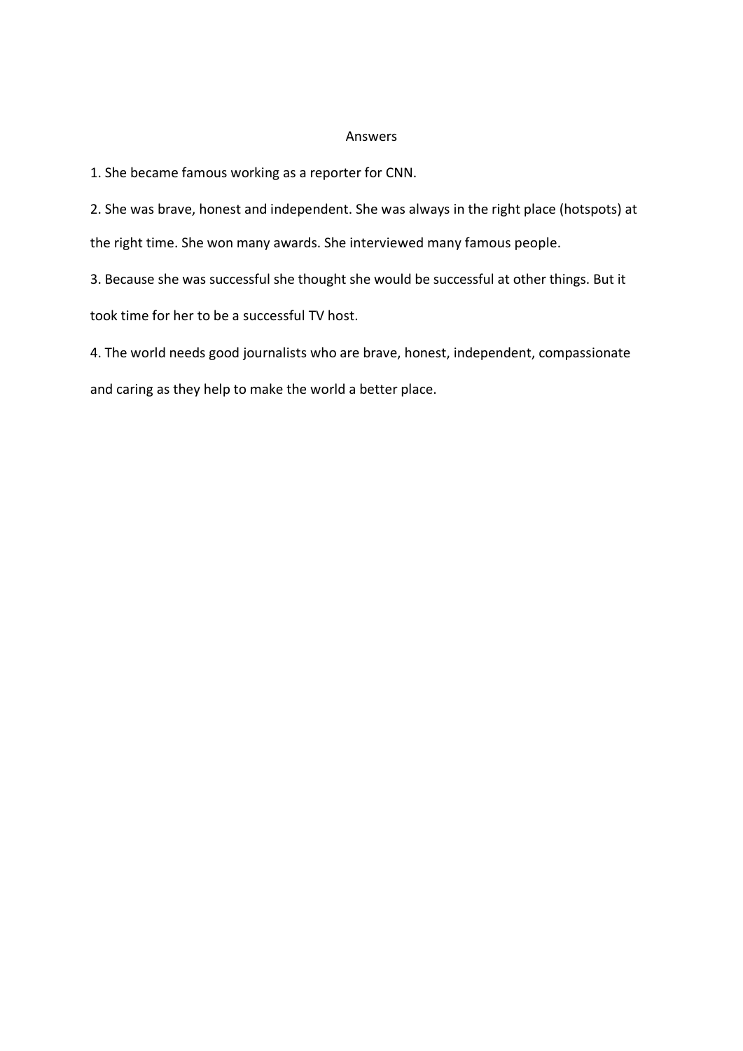# Answers

1. She became famous working as a reporter for CNN.
2. She was brave, honest and independent. She was always in the right place (hotspots) at the right time. She won many awards. She interviewed many famous people.
3. Because she was successful she thought she would be successful at other things. But it took time for her to be a successful TV host.
4. The world needs good journalists who are brave, honest, independent, compassionate and caring as they help to make the world a better place.